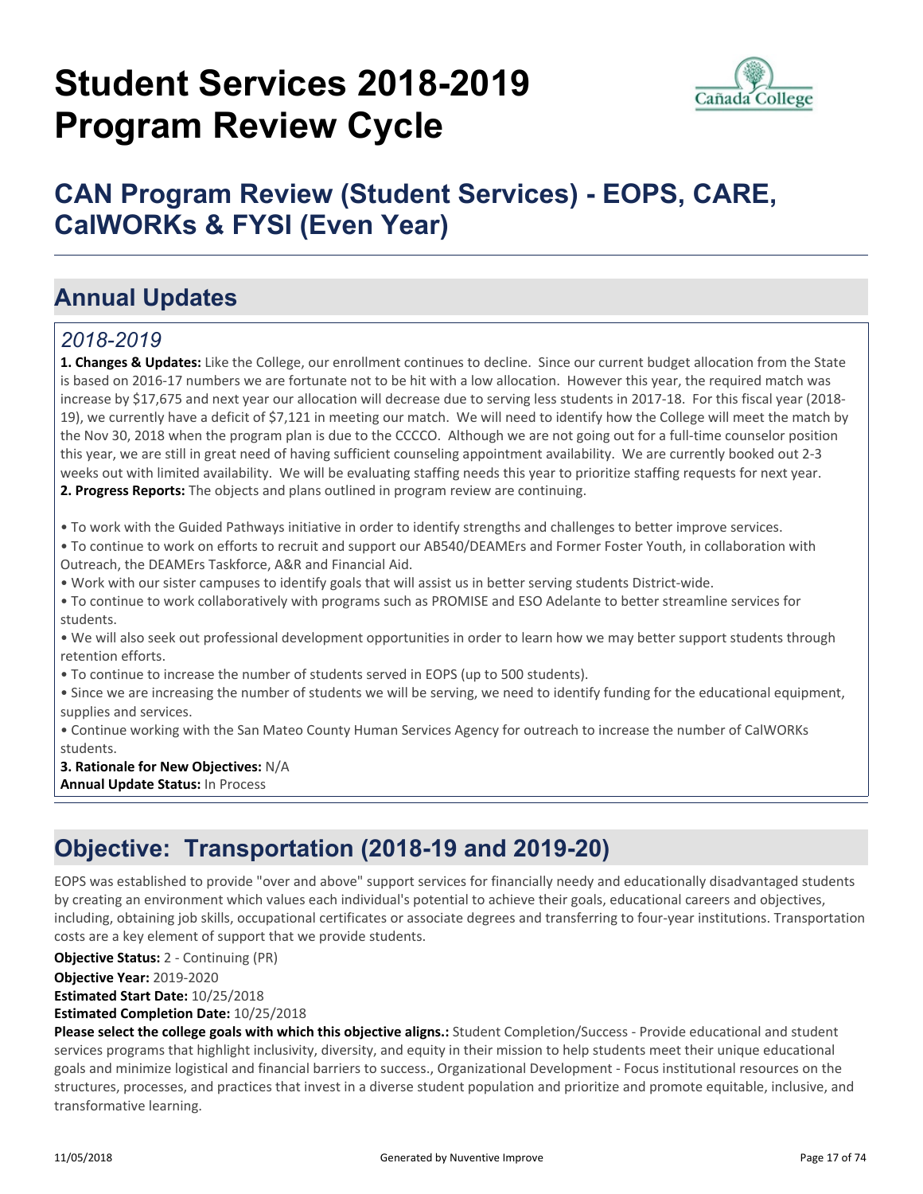# Student Services 2018-2019 Program Review Cycle

## CAN Program Review (Student Services) - EOPS, CARE, CalWORKs & FYSI (Even Year)

## Annual Updates

### *2018-2019*

**1. Changes & Updates:** Like the College, our enrollment continues to decline. Since our current budget allocation from the State is based on 2016-17 numbers we are fortunate not to be hit with a low allocation. However this year, the required match was increase by $17,675 and next year our allocation will decrease due to serving less students in 2017-18. For this fiscal year (2018-19), we currently have a deficit of $7,121 in meeting our match. We will need to identify how the College will meet the match by the Nov 30, 2018 when the program plan is due to the CCCCO. Although we are not going out for a full-time counselor position this year, we are still in great need of having sufficient counseling appointment availability. We are currently booked out 2-3 weeks out with limited availability. We will be evaluating staffing needs this year to prioritize staffing requests for next year.

**2. Progress Reports:** The objects and plans outlined in program review are continuing.

- To work with the Guided Pathways initiative in order to identify strengths and challenges to better improve services.
- To continue to work on efforts to recruit and support our AB540/DEAMErs and Former Foster Youth, in collaboration with Outreach, the DEAMErs Taskforce, A&R and Financial Aid.
- Work with our sister campuses to identify goals that will assist us in better serving students District-wide.
- To continue to work collaboratively with programs such as PROMISE and ESO Adelante to better streamline services for students.
- We will also seek out professional development opportunities in order to learn how we may better support students through retention efforts.
- To continue to increase the number of students served in EOPS (up to 500 students).
- Since we are increasing the number of students we will be serving, we need to identify funding for the educational equipment, supplies and services.
- Continue working with the San Mateo County Human Services Agency for outreach to increase the number of CalWORKs students.

**3. Rationale for New Objectives:** N/A

**Annual Update Status:** In Process

## Objective: Transportation (2018-19 and 2019-20)

EOPS was established to provide "over and above" support services for financially needy and educationally disadvantaged students by creating an environment which values each individual's potential to achieve their goals, educational careers and objectives, including, obtaining job skills, occupational certificates or associate degrees and transferring to four-year institutions. Transportation costs are a key element of support that we provide students.

**Objective Status:** 2 - Continuing (PR)

**Objective Year:** 2019-2020

**Estimated Start Date:** 10/25/2018

**Estimated Completion Date:** 10/25/2018

**Please select the college goals with which this objective aligns.:** Student Completion/Success - Provide educational and student services programs that highlight inclusivity, diversity, and equity in their mission to help students meet their unique educational goals and minimize logistical and financial barriers to success., Organizational Development - Focus institutional resources on the structures, processes, and practices that invest in a diverse student population and prioritize and promote equitable, inclusive, and transformative learning.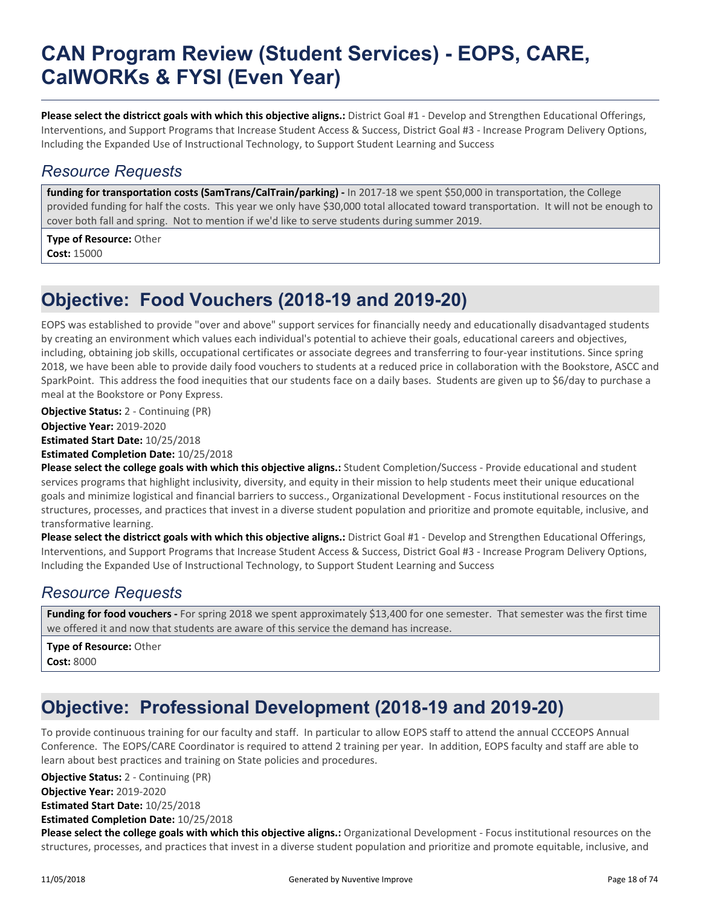# CAN Program Review (Student Services) - EOPS, CARE, CalWORKs & FYSI (Even Year)

**Please select the districct goals with which this objective aligns.:** District Goal #1 - Develop and Strengthen Educational Offerings, Interventions, and Support Programs that Increase Student Access & Success, District Goal #3 - Increase Program Delivery Options, Including the Expanded Use of Instructional Technology, to Support Student Learning and Success

## *Resource Requests*

**funding for transportation costs (SamTrans/CalTrain/parking) -** In 2017-18 we spent $50,000 in transportation, the College provided funding for half the costs. This year we only have $30,000 total allocated toward transportation. It will not be enough to cover both fall and spring. Not to mention if we'd like to serve students during summer 2019.

**Type of Resource:** Other
**Cost:** 15000

## Objective: Food Vouchers (2018-19 and 2019-20)

EOPS was established to provide "over and above" support services for financially needy and educationally disadvantaged students by creating an environment which values each individual's potential to achieve their goals, educational careers and objectives, including, obtaining job skills, occupational certificates or associate degrees and transferring to four-year institutions. Since spring 2018, we have been able to provide daily food vouchers to students at a reduced price in collaboration with the Bookstore, ASCC and SparkPoint. This address the food inequities that our students face on a daily bases. Students are given up to $6/day to purchase a meal at the Bookstore or Pony Express.

**Objective Status:** 2 - Continuing (PR)
**Objective Year:** 2019-2020
**Estimated Start Date:** 10/25/2018
**Estimated Completion Date:** 10/25/2018
**Please select the college goals with which this objective aligns.:** Student Completion/Success - Provide educational and student services programs that highlight inclusivity, diversity, and equity in their mission to help students meet their unique educational goals and minimize logistical and financial barriers to success., Organizational Development - Focus institutional resources on the structures, processes, and practices that invest in a diverse student population and prioritize and promote equitable, inclusive, and transformative learning.
**Please select the districct goals with which this objective aligns.:** District Goal #1 - Develop and Strengthen Educational Offerings, Interventions, and Support Programs that Increase Student Access & Success, District Goal #3 - Increase Program Delivery Options, Including the Expanded Use of Instructional Technology, to Support Student Learning and Success

## *Resource Requests*

**Funding for food vouchers -** For spring 2018 we spent approximately $13,400 for one semester. That semester was the first time we offered it and now that students are aware of this service the demand has increase.

**Type of Resource:** Other
**Cost:** 8000

## Objective: Professional Development (2018-19 and 2019-20)

To provide continuous training for our faculty and staff. In particular to allow EOPS staff to attend the annual CCCEOPS Annual Conference. The EOPS/CARE Coordinator is required to attend 2 training per year. In addition, EOPS faculty and staff are able to learn about best practices and training on State policies and procedures.

**Objective Status:** 2 - Continuing (PR)
**Objective Year:** 2019-2020
**Estimated Start Date:** 10/25/2018
**Estimated Completion Date:** 10/25/2018
**Please select the college goals with which this objective aligns.:** Organizational Development - Focus institutional resources on the structures, processes, and practices that invest in a diverse student population and prioritize and promote equitable, inclusive, and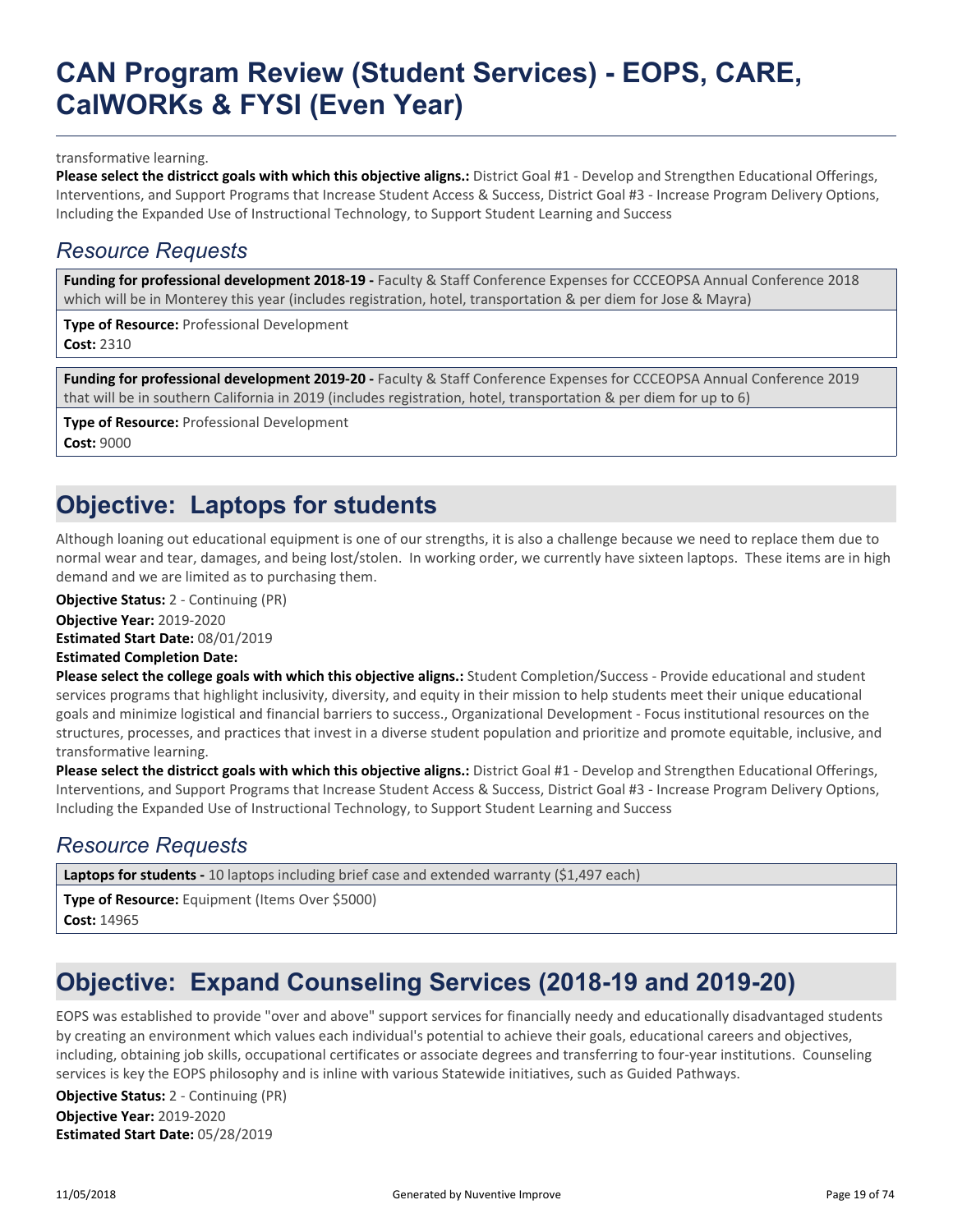transformative learning.

**Please select the districct goals with which this objective aligns.:** District Goal #1 - Develop and Strengthen Educational Offerings, Interventions, and Support Programs that Increase Student Access & Success, District Goal #3 - Increase Program Delivery Options, Including the Expanded Use of Instructional Technology, to Support Student Learning and Success

## *Resource Requests*

**Funding for professional development 2018-19 -** Faculty & Staff Conference Expenses for CCCEOPSA Annual Conference 2018 which will be in Monterey this year (includes registration, hotel, transportation & per diem for Jose & Mayra)

**Type of Resource:** Professional Development
**Cost:** 2310

**Funding for professional development 2019-20 -** Faculty & Staff Conference Expenses for CCCEOPSA Annual Conference 2019 that will be in southern California in 2019 (includes registration, hotel, transportation & per diem for up to 6)

**Type of Resource:** Professional Development
**Cost:** 9000

## Objective: Laptops for students

Although loaning out educational equipment is one of our strengths, it is also a challenge because we need to replace them due to normal wear and tear, damages, and being lost/stolen. In working order, we currently have sixteen laptops. These items are in high demand and we are limited as to purchasing them.

**Objective Status:** 2 - Continuing (PR)
**Objective Year:** 2019-2020
**Estimated Start Date:** 08/01/2019
**Estimated Completion Date:**
**Please select the college goals with which this objective aligns.:** Student Completion/Success - Provide educational and student services programs that highlight inclusivity, diversity, and equity in their mission to help students meet their unique educational goals and minimize logistical and financial barriers to success., Organizational Development - Focus institutional resources on the structures, processes, and practices that invest in a diverse student population and prioritize and promote equitable, inclusive, and transformative learning.
**Please select the districct goals with which this objective aligns.:** District Goal #1 - Develop and Strengthen Educational Offerings, Interventions, and Support Programs that Increase Student Access & Success, District Goal #3 - Increase Program Delivery Options, Including the Expanded Use of Instructional Technology, to Support Student Learning and Success

## *Resource Requests*

**Laptops for students -** 10 laptops including brief case and extended warranty ($1,497 each)

**Type of Resource:** Equipment (Items Over $5000)
**Cost:** 14965

## Objective: Expand Counseling Services (2018-19 and 2019-20)

EOPS was established to provide "over and above" support services for financially needy and educationally disadvantaged students by creating an environment which values each individual's potential to achieve their goals, educational careers and objectives, including, obtaining job skills, occupational certificates or associate degrees and transferring to four-year institutions. Counseling services is key the EOPS philosophy and is inline with various Statewide initiatives, such as Guided Pathways.

**Objective Status:** 2 - Continuing (PR)
**Objective Year:** 2019-2020
**Estimated Start Date:** 05/28/2019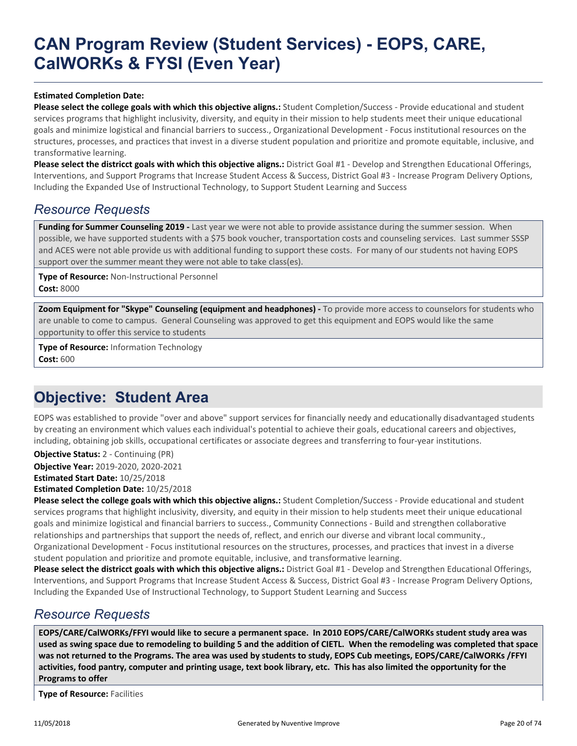# CAN Program Review (Student Services) - EOPS, CARE, CalWORKs & FYSI (Even Year)

**Estimated Completion Date:**

**Please select the college goals with which this objective aligns.:** Student Completion/Success - Provide educational and student services programs that highlight inclusivity, diversity, and equity in their mission to help students meet their unique educational goals and minimize logistical and financial barriers to success., Organizational Development - Focus institutional resources on the structures, processes, and practices that invest in a diverse student population and prioritize and promote equitable, inclusive, and transformative learning.

**Please select the districct goals with which this objective aligns.:** District Goal #1 - Develop and Strengthen Educational Offerings, Interventions, and Support Programs that Increase Student Access & Success, District Goal #3 - Increase Program Delivery Options, Including the Expanded Use of Instructional Technology, to Support Student Learning and Success

## *Resource Requests*

**Funding for Summer Counseling 2019 -** Last year we were not able to provide assistance during the summer session. When possible, we have supported students with a $75 book voucher, transportation costs and counseling services. Last summer SSSP and ACES were not able provide us with additional funding to support these costs. For many of our students not having EOPS support over the summer meant they were not able to take class(es).

**Type of Resource:** Non-Instructional Personnel
**Cost:** 8000

**Zoom Equipment for "Skype" Counseling (equipment and headphones) -** To provide more access to counselors for students who are unable to come to campus. General Counseling was approved to get this equipment and EOPS would like the same opportunity to offer this service to students

**Type of Resource:** Information Technology
**Cost:** 600

## Objective: Student Area

EOPS was established to provide "over and above" support services for financially needy and educationally disadvantaged students by creating an environment which values each individual's potential to achieve their goals, educational careers and objectives, including, obtaining job skills, occupational certificates or associate degrees and transferring to four-year institutions.

**Objective Status:** 2 - Continuing (PR)
**Objective Year:** 2019-2020, 2020-2021
**Estimated Start Date:** 10/25/2018
**Estimated Completion Date:** 10/25/2018

**Please select the college goals with which this objective aligns.:** Student Completion/Success - Provide educational and student services programs that highlight inclusivity, diversity, and equity in their mission to help students meet their unique educational goals and minimize logistical and financial barriers to success., Community Connections - Build and strengthen collaborative relationships and partnerships that support the needs of, reflect, and enrich our diverse and vibrant local community., Organizational Development - Focus institutional resources on the structures, processes, and practices that invest in a diverse student population and prioritize and promote equitable, inclusive, and transformative learning.

**Please select the districct goals with which this objective aligns.:** District Goal #1 - Develop and Strengthen Educational Offerings, Interventions, and Support Programs that Increase Student Access & Success, District Goal #3 - Increase Program Delivery Options, Including the Expanded Use of Instructional Technology, to Support Student Learning and Success

## *Resource Requests*

**EOPS/CARE/CalWORKs/FFYI would like to secure a permanent space. In 2010 EOPS/CARE/CalWORKs student study area was used as swing space due to remodeling to building 5 and the addition of CIETL. When the remodeling was completed that space was not returned to the Programs. The area was used by students to study, EOPS Cub meetings, EOPS/CARE/CalWORKs /FFYI activities, food pantry, computer and printing usage, text book library, etc. This has also limited the opportunity for the Programs to offer**

**Type of Resource:** Facilities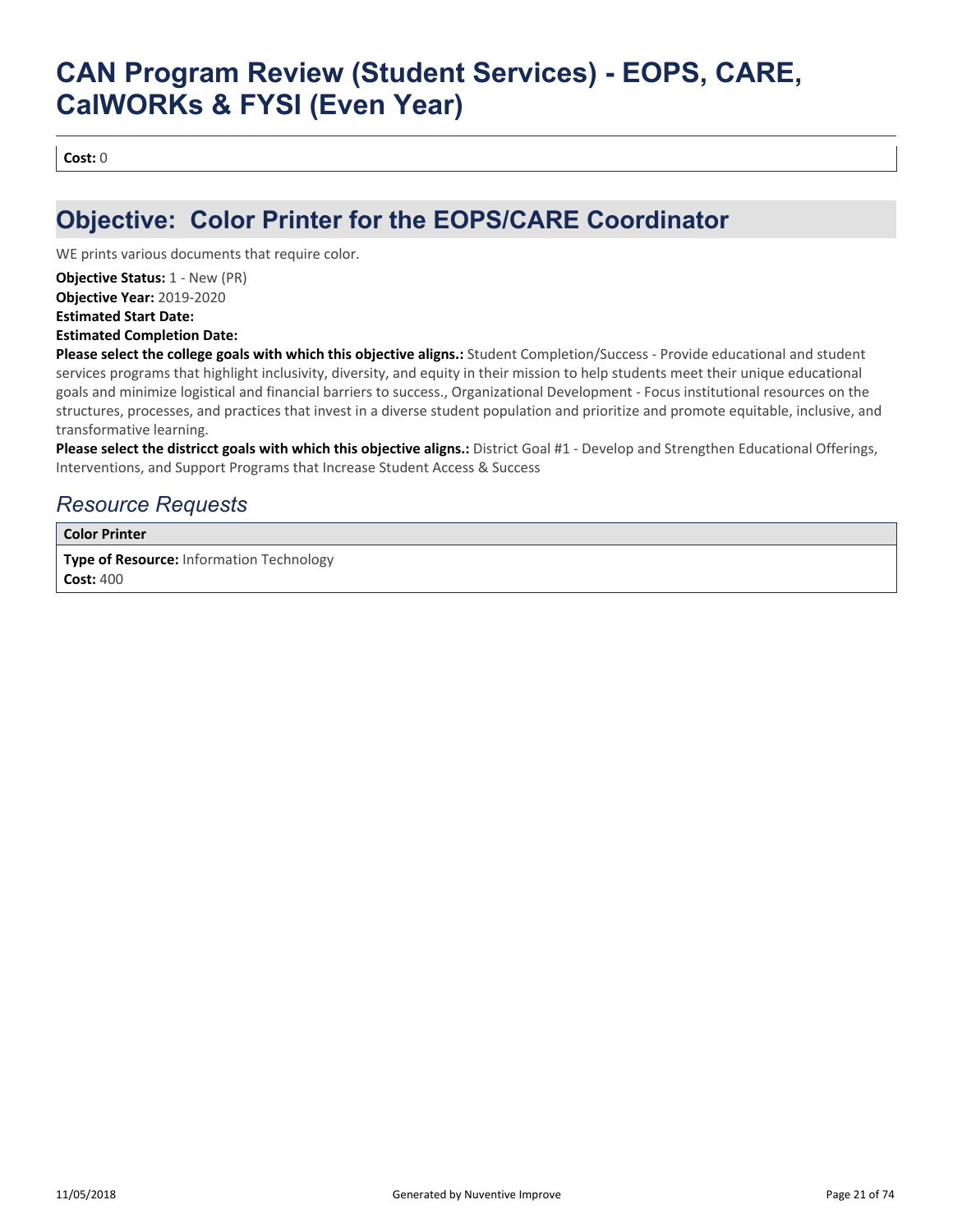**Cost:** 0

## Objective: Color Printer for the EOPS/CARE Coordinator

WE prints various documents that require color.

**Objective Status:** 1 - New (PR)
**Objective Year:** 2019-2020
**Estimated Start Date:**
**Estimated Completion Date:**
**Please select the college goals with which this objective aligns.:** Student Completion/Success - Provide educational and student services programs that highlight inclusivity, diversity, and equity in their mission to help students meet their unique educational goals and minimize logistical and financial barriers to success., Organizational Development - Focus institutional resources on the structures, processes, and practices that invest in a diverse student population and prioritize and promote equitable, inclusive, and transformative learning.
**Please select the districct goals with which this objective aligns.:** District Goal #1 - Develop and Strengthen Educational Offerings, Interventions, and Support Programs that Increase Student Access & Success

### *Resource Requests*

**Color Printer**

**Type of Resource:** Information Technology
**Cost:** 400